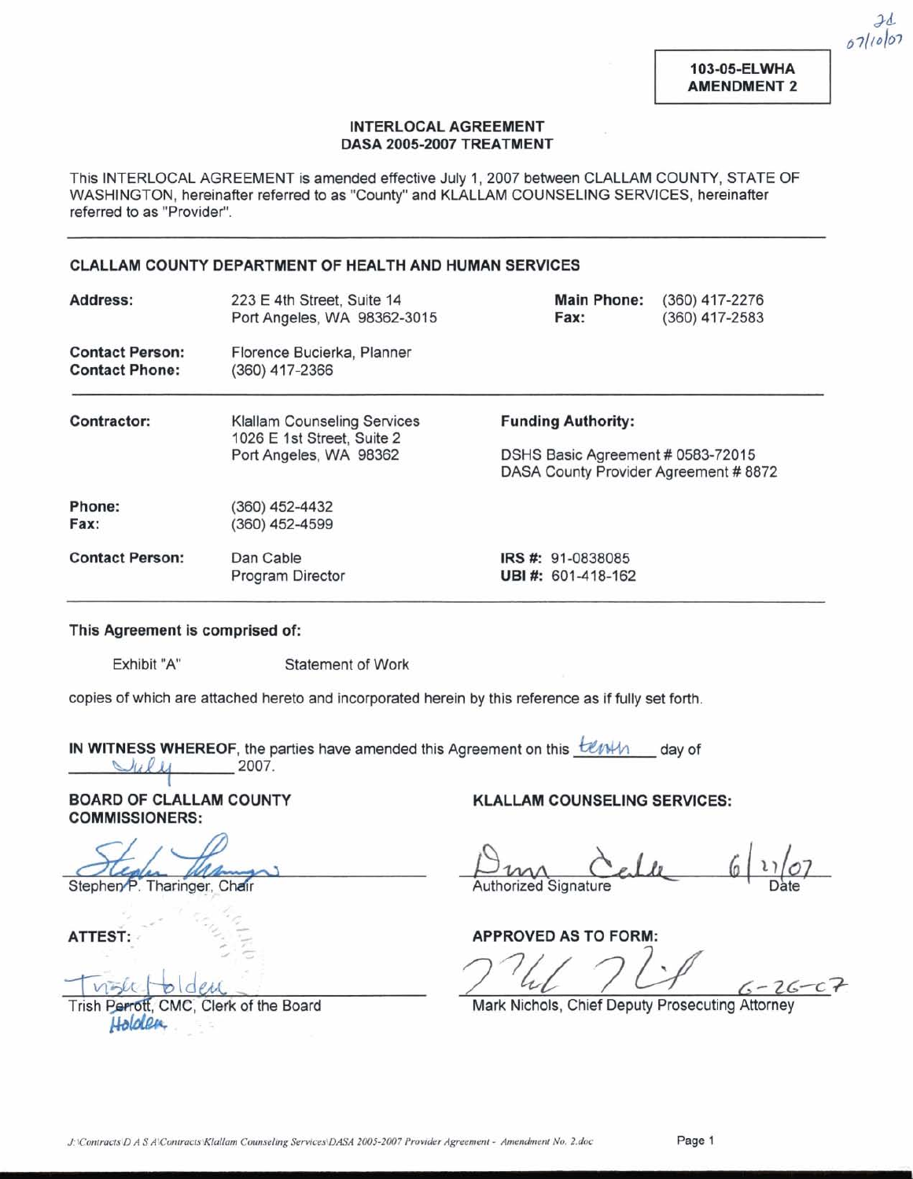jd
07/10/07

**103-05-ELWHA**
**AMENDMENT 2**

**INTERLOCAL AGREEMENT**
**DASA 2005-2007 TREATMENT**

This INTERLOCAL AGREEMENT is amended effective July 1, 2007 between CLALLAM COUNTY, STATE OF WASHINGTON, hereinafter referred to as "County" and KLALLAM COUNSELING SERVICES, hereinafter referred to as "Provider".

---

**CLALLAM COUNTY DEPARTMENT OF HEALTH AND HUMAN SERVICES**

| | | | |
|---|---|---|---|
| **Address:** | 223 E 4th Street, Suite 14<br>Port Angeles, WA 98362-3015 | **Main Phone:**<br>**Fax:** | (360) 417-2276<br>(360) 417-2583 |
| **Contact Person:**<br>**Contact Phone:** | Florence Bucierka, Planner<br>(360) 417-2366 | | |

---

| | | |
|---|---|---|
| **Contractor:** | Klallam Counseling Services<br>1026 E 1st Street, Suite 2<br>Port Angeles, WA 98362 | **Funding Authority:**<br><br>DSHS Basic Agreement # 0583-72015<br>DASA County Provider Agreement # 8872 |
| **Phone:**<br>**Fax:** | (360) 452-4432<br>(360) 452-4599 | |
| **Contact Person:** | Dan Cable<br>Program Director | **IRS #:** 91-0838085<br>**UBI #:** 601-418-162 |

---

**This Agreement is comprised of:**

Exhibit "A" Statement of Work

copies of which are attached hereto and incorporated herein by this reference as if fully set forth.

**IN WITNESS WHEREOF**, the parties have amended this Agreement on this tenth day of July 2007.

**BOARD OF CLALLAM COUNTY COMMISSIONERS:**

Stephen P. Tharinger, Chair

**ATTEST:**

Trish Perrott Holden, CMC, Clerk of the Board

**KLALLAM COUNSELING SERVICES:**

Authorized Signature 6/21/07 Date

**APPROVED AS TO FORM:**

Mark Nichols, Chief Deputy Prosecuting Attorney 6-26-07

*J:\Contracts\D A S A\Contracts\Klallam Counseling Services\DASA 2005-2007 Provider Agreement - Amendment No. 2.doc*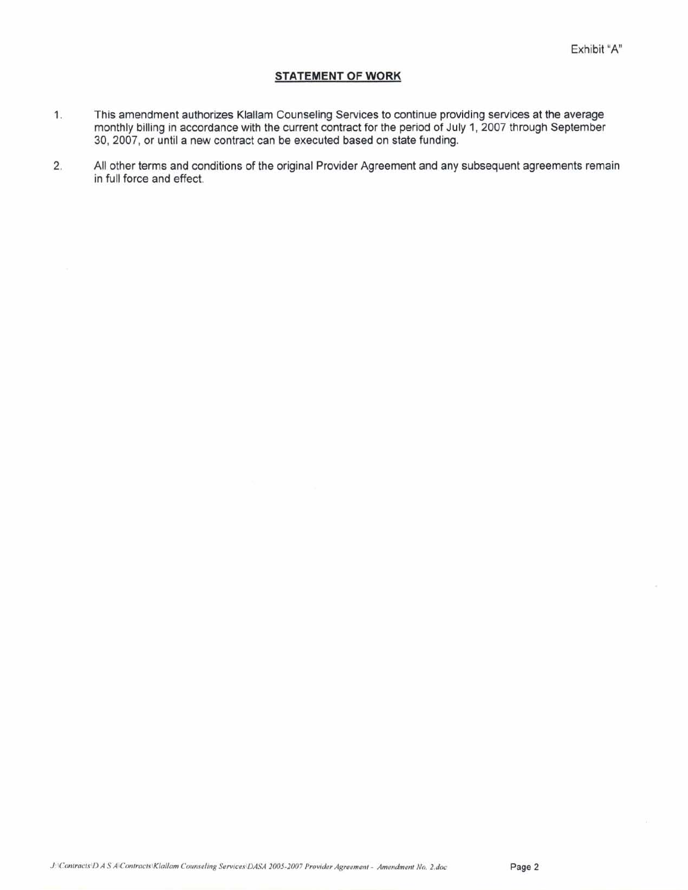Exhibit "A"

## STATEMENT OF WORK

1. This amendment authorizes Klallam Counseling Services to continue providing services at the average monthly billing in accordance with the current contract for the period of July 1, 2007 through September 30, 2007, or until a new contract can be executed based on state funding.

2. All other terms and conditions of the original Provider Agreement and any subsequent agreements remain in full force and effect.